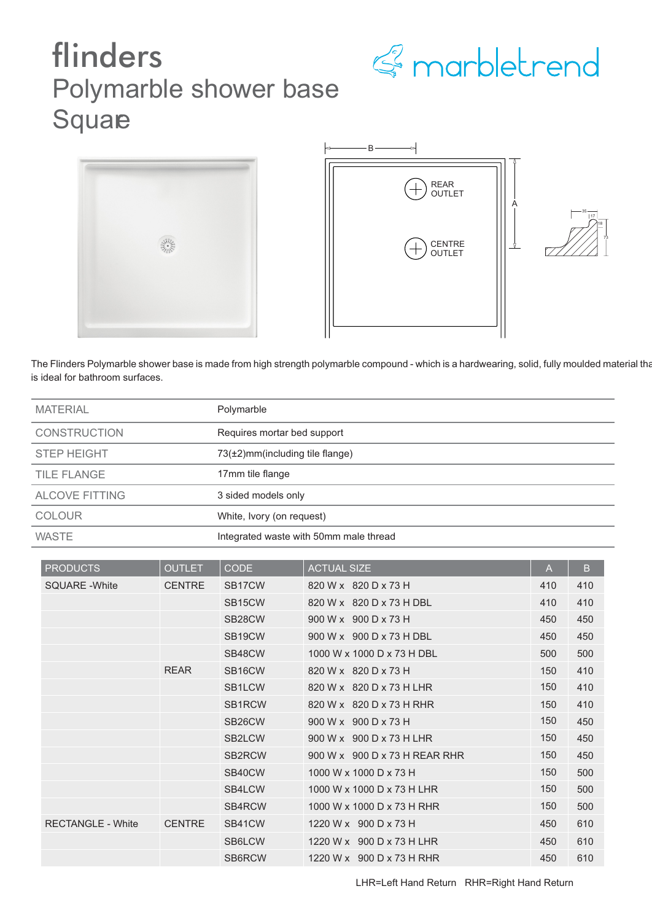# flinders

## Polymarble shower base Square

marbletrend

REAR OUTLET

CENTRE OUTLET

The Flinders Polymarble shower base is made from high strength polymarble compound - which is a hardwearing, solid, fully moulded material that is ideal for bathroom surfaces.

| | |
|---|---|
| MATERIAL | Polymarble |
| CONSTRUCTION | Requires mortar bed support |
| STEP HEIGHT | 73(±2)mm(including tile flange) |
| TILE FLANGE | 17mm tile flange |
| ALCOVE FITTING | 3 sided models only |
| COLOUR | White, Ivory (on request) |
| WASTE | Integrated waste with 50mm male thread |

| PRODUCTS | OUTLET | CODE | ACTUAL SIZE | A | B |
|---|---|---|---|---|---|
| SQUARE -White | CENTRE | SB17CW | 820 W x 820 D x 73 H | 410 | 410 |
| | | SB15CW | 820 W x 820 D x 73 H DBL | 410 | 410 |
| | | SB28CW | 900 W x 900 D x 73 H | 450 | 450 |
| | | SB19CW | 900 W x 900 D x 73 H DBL | 450 | 450 |
| | | SB48CW | 1000 W x 1000 D x 73 H DBL | 500 | 500 |
| | REAR | SB16CW | 820 W x 820 D x 73 H | 150 | 410 |
| | | SB1LCW | 820 W x 820 D x 73 H LHR | 150 | 410 |
| | | SB1RCW | 820 W x 820 D x 73 H RHR | 150 | 410 |
| | | SB26CW | 900 W x 900 D x 73 H | 150 | 450 |
| | | SB2LCW | 900 W x 900 D x 73 H LHR | 150 | 450 |
| | | SB2RCW | 900 W x 900 D x 73 H REAR RHR | 150 | 450 |
| | | SB40CW | 1000 W x 1000 D x 73 H | 150 | 500 |
| | | SB4LCW | 1000 W x 1000 D x 73 H LHR | 150 | 500 |
| | | SB4RCW | 1000 W x 1000 D x 73 H RHR | 150 | 500 |
| RECTANGLE - White | CENTRE | SB41CW | 1220 W x 900 D x 73 H | 450 | 610 |
| | | SB6LCW | 1220 W x 900 D x 73 H LHR | 450 | 610 |
| | | SB6RCW | 1220 W x 900 D x 73 H RHR | 450 | 610 |

LHR=Left Hand Return RHR=Right Hand Return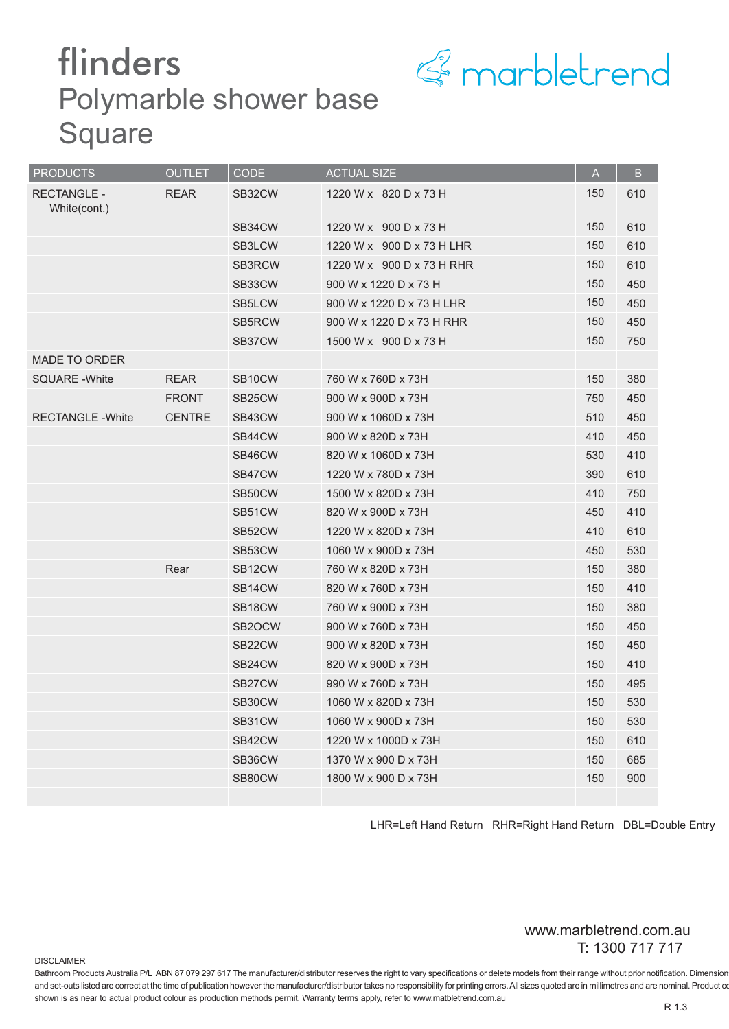# flinders

## Polymarble shower base Square

marbletrend

| PRODUCTS | OUTLET | CODE | ACTUAL SIZE | A | B |
|---|---|---|---|---|---|
| RECTANGLE - White(cont.) | REAR | SB32CW | 1220 W x 820 D x 73 H | 150 | 610 |
| | | SB34CW | 1220 W x 900 D x 73 H | 150 | 610 |
| | | SB3LCW | 1220 W x 900 D x 73 H LHR | 150 | 610 |
| | | SB3RCW | 1220 W x 900 D x 73 H RHR | 150 | 610 |
| | | SB33CW | 900 W x 1220 D x 73 H | 150 | 450 |
| | | SB5LCW | 900 W x 1220 D x 73 H LHR | 150 | 450 |
| | | SB5RCW | 900 W x 1220 D x 73 H RHR | 150 | 450 |
| | | SB37CW | 1500 W x 900 D x 73 H | 150 | 750 |
| MADE TO ORDER | | | | | |
| SQUARE -White | REAR | SB10CW | 760 W x 760D x 73H | 150 | 380 |
| | FRONT | SB25CW | 900 W x 900D x 73H | 750 | 450 |
| RECTANGLE -White | CENTRE | SB43CW | 900 W x 1060D x 73H | 510 | 450 |
| | | SB44CW | 900 W x 820D x 73H | 410 | 450 |
| | | SB46CW | 820 W x 1060D x 73H | 530 | 410 |
| | | SB47CW | 1220 W x 780D x 73H | 390 | 610 |
| | | SB50CW | 1500 W x 820D x 73H | 410 | 750 |
| | | SB51CW | 820 W x 900D x 73H | 450 | 410 |
| | | SB52CW | 1220 W x 820D x 73H | 410 | 610 |
| | | SB53CW | 1060 W x 900D x 73H | 450 | 530 |
| | Rear | SB12CW | 760 W x 820D x 73H | 150 | 380 |
| | | SB14CW | 820 W x 760D x 73H | 150 | 410 |
| | | SB18CW | 760 W x 900D x 73H | 150 | 380 |
| | | SB2OCW | 900 W x 760D x 73H | 150 | 450 |
| | | SB22CW | 900 W x 820D x 73H | 150 | 450 |
| | | SB24CW | 820 W x 900D x 73H | 150 | 410 |
| | | SB27CW | 990 W x 760D x 73H | 150 | 495 |
| | | SB30CW | 1060 W x 820D x 73H | 150 | 530 |
| | | SB31CW | 1060 W x 900D x 73H | 150 | 530 |
| | | SB42CW | 1220 W x 1000D x 73H | 150 | 610 |
| | | SB36CW | 1370 W x 900 D x 73H | 150 | 685 |
| | | SB80CW | 1800 W x 900 D x 73H | 150 | 900 |

LHR=Left Hand Return RHR=Right Hand Return DBL=Double Entry

www.marbletrend.com.au
T: 1300 717 717

DISCLAIMER

Bathroom Products Australia P/L ABN 87 079 297 617 The manufacturer/distributor reserves the right to vary specifications or delete models from their range without prior notification. Dimension and set-outs listed are correct at the time of publication however the manufacturer/distributor takes no responsibility for printing errors. All sizes quoted are in millimetres and are nominal. Product co shown is as near to actual product colour as production methods permit. Warranty terms apply, refer to www.matbletrend.com.au

R 1.3